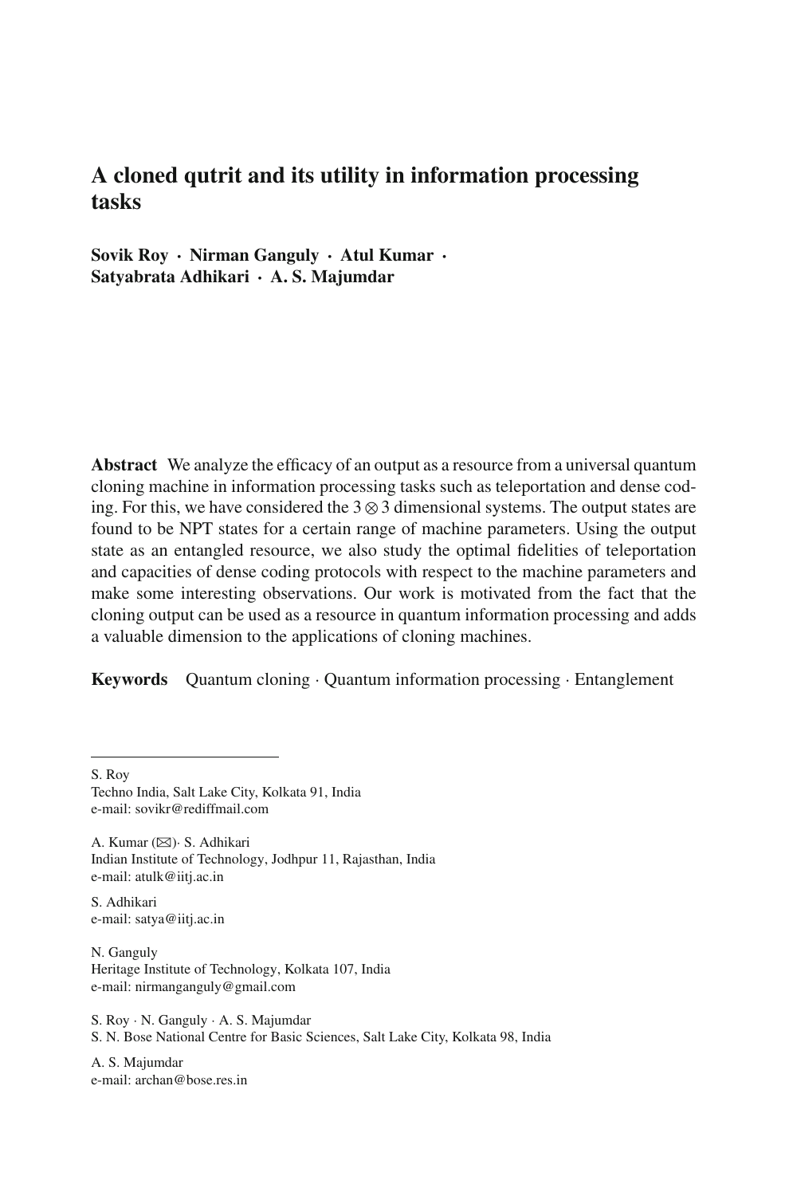# A cloned qutrit and its utility in information processing tasks

**Sovik Roy · Nirman Ganguly · Atul Kumar · Satyabrata Adhikari · A. S. Majumdar**

**Abstract** We analyze the efficacy of an output as a resource from a universal quantum cloning machine in information processing tasks such as teleportation and dense coding. For this, we have considered the $3 \otimes 3$ dimensional systems. The output states are found to be NPT states for a certain range of machine parameters. Using the output state as an entangled resource, we also study the optimal fidelities of teleportation and capacities of dense coding protocols with respect to the machine parameters and make some interesting observations. Our work is motivated from the fact that the cloning output can be used as a resource in quantum information processing and adds a valuable dimension to the applications of cloning machines.

**Keywords** Quantum cloning · Quantum information processing · Entanglement

---

S. Roy
Techno India, Salt Lake City, Kolkata 91, India
e-mail: sovikr@rediffmail.com

A. Kumar (✉)· S. Adhikari
Indian Institute of Technology, Jodhpur 11, Rajasthan, India
e-mail: atulk@iitj.ac.in

S. Adhikari
e-mail: satya@iitj.ac.in

N. Ganguly
Heritage Institute of Technology, Kolkata 107, India
e-mail: nirmanganguly@gmail.com

S. Roy · N. Ganguly · A. S. Majumdar
S. N. Bose National Centre for Basic Sciences, Salt Lake City, Kolkata 98, India

A. S. Majumdar
e-mail: archan@bose.res.in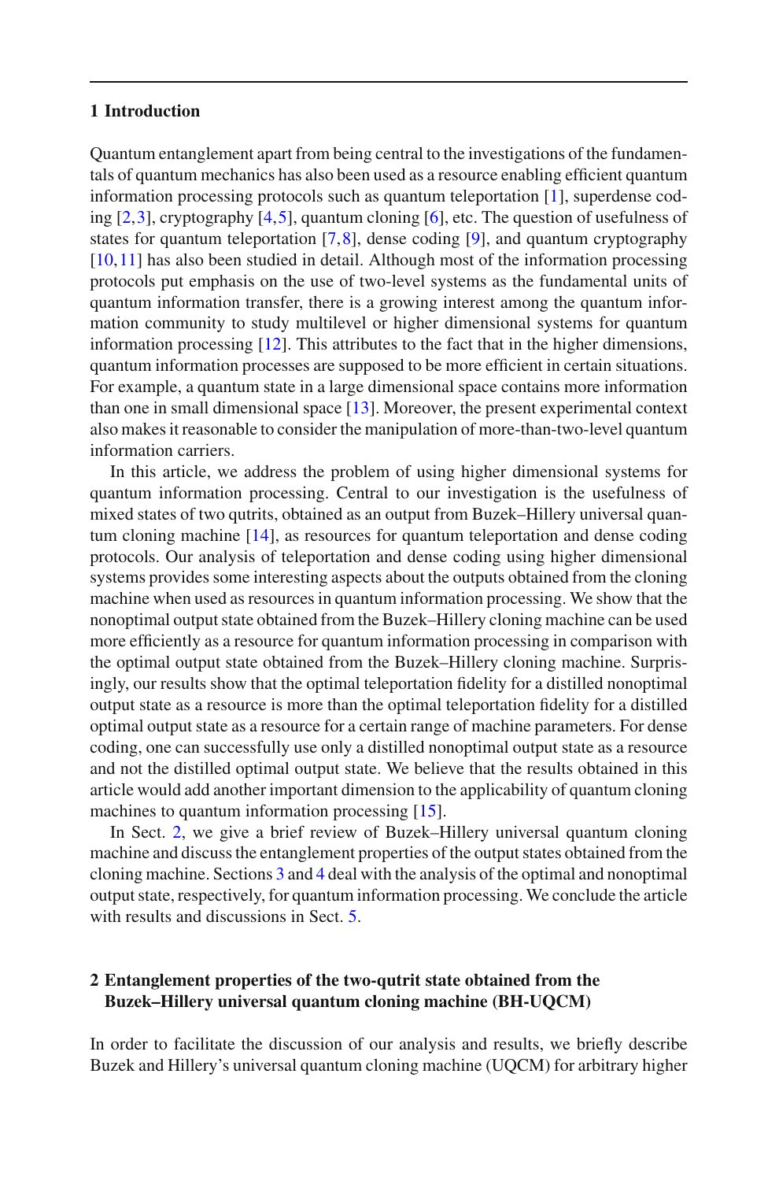## 1 Introduction

Quantum entanglement apart from being central to the investigations of the fundamentals of quantum mechanics has also been used as a resource enabling efficient quantum information processing protocols such as quantum teleportation [1], superdense coding [2,3], cryptography [4,5], quantum cloning [6], etc. The question of usefulness of states for quantum teleportation [7,8], dense coding [9], and quantum cryptography [10,11] has also been studied in detail. Although most of the information processing protocols put emphasis on the use of two-level systems as the fundamental units of quantum information transfer, there is a growing interest among the quantum information community to study multilevel or higher dimensional systems for quantum information processing [12]. This attributes to the fact that in the higher dimensions, quantum information processes are supposed to be more efficient in certain situations. For example, a quantum state in a large dimensional space contains more information than one in small dimensional space [13]. Moreover, the present experimental context also makes it reasonable to consider the manipulation of more-than-two-level quantum information carriers.

In this article, we address the problem of using higher dimensional systems for quantum information processing. Central to our investigation is the usefulness of mixed states of two qutrits, obtained as an output from Buzek–Hillery universal quantum cloning machine [14], as resources for quantum teleportation and dense coding protocols. Our analysis of teleportation and dense coding using higher dimensional systems provides some interesting aspects about the outputs obtained from the cloning machine when used as resources in quantum information processing. We show that the nonoptimal output state obtained from the Buzek–Hillery cloning machine can be used more efficiently as a resource for quantum information processing in comparison with the optimal output state obtained from the Buzek–Hillery cloning machine. Surprisingly, our results show that the optimal teleportation fidelity for a distilled nonoptimal output state as a resource is more than the optimal teleportation fidelity for a distilled optimal output state as a resource for a certain range of machine parameters. For dense coding, one can successfully use only a distilled nonoptimal output state as a resource and not the distilled optimal output state. We believe that the results obtained in this article would add another important dimension to the applicability of quantum cloning machines to quantum information processing [15].

In Sect. 2, we give a brief review of Buzek–Hillery universal quantum cloning machine and discuss the entanglement properties of the output states obtained from the cloning machine. Sections 3 and 4 deal with the analysis of the optimal and nonoptimal output state, respectively, for quantum information processing. We conclude the article with results and discussions in Sect. 5.

## 2 Entanglement properties of the two-qutrit state obtained from the Buzek–Hillery universal quantum cloning machine (BH-UQCM)

In order to facilitate the discussion of our analysis and results, we briefly describe Buzek and Hillery's universal quantum cloning machine (UQCM) for arbitrary higher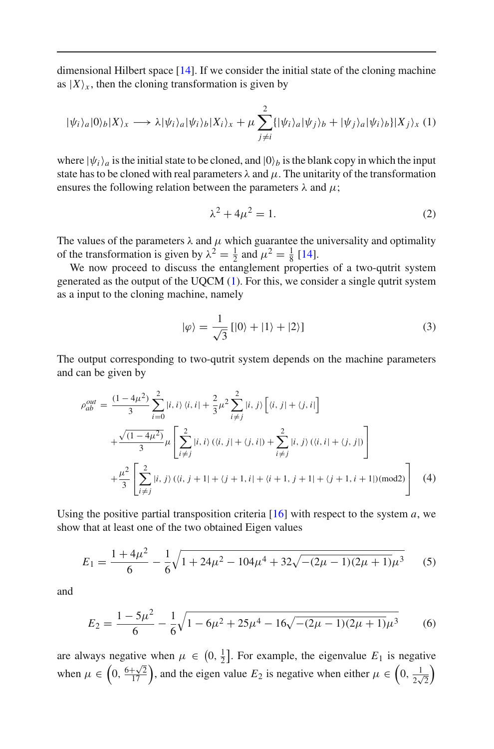dimensional Hilbert space [14]. If we consider the initial state of the cloning machine as $|X\rangle_x$, then the cloning transformation is given by

$$|\psi_i\rangle_a|0\rangle_b|X\rangle_x \longrightarrow \lambda|\psi_i\rangle_a|\psi_i\rangle_b|X_i\rangle_x + \mu\sum_{j\neq i}^{2}\{|\psi_i\rangle_a|\psi_j\rangle_b + |\psi_j\rangle_a|\psi_i\rangle_b\}|X_j\rangle_x \quad (1)$$

where $|\psi_i\rangle_a$ is the initial state to be cloned, and $|0\rangle_b$ is the blank copy in which the input state has to be cloned with real parameters $\lambda$ and $\mu$. The unitarity of the transformation ensures the following relation between the parameters $\lambda$ and $\mu$;

$$\lambda^2 + 4\mu^2 = 1. \quad (2)$$

The values of the parameters $\lambda$ and $\mu$ which guarantee the universality and optimality of the transformation is given by $\lambda^2 = \frac{1}{2}$ and $\mu^2 = \frac{1}{8}$ [14].

We now proceed to discuss the entanglement properties of a two-qutrit system generated as the output of the UQCM (1). For this, we consider a single qutrit system as a input to the cloning machine, namely

$$|\varphi\rangle = \frac{1}{\sqrt{3}}[|0\rangle + |1\rangle + |2\rangle] \quad (3)$$

The output corresponding to two-qutrit system depends on the machine parameters and can be given by

$$\begin{aligned}
\rho_{ab}^{out} &= \frac{(1-4\mu^2)}{3}\sum_{i=0}^{2}|i,i\rangle\langle i,i| + \frac{2}{3}\mu^2\sum_{i\neq j}^{2}|i,j\rangle\left[\langle i,j| + \langle j,i|\right] \\
&+ \frac{\sqrt{(1-4\mu^2)}}{3}\mu\left[\sum_{i\neq j}^{2}|i,i\rangle\left(\langle i,j| + \langle j,i|\right) + \sum_{i\neq j}^{2}|i,j\rangle\left(\langle i,i| + \langle j,j|\right)\right] \\
&+ \frac{\mu^2}{3}\left[\sum_{i\neq j}^{2}|i,j\rangle\left(\langle i,j+1| + \langle j+1,i| + \langle i+1,j+1| + \langle j+1,i+1|\right)(\text{mod}2)\right] \quad (4)
\end{aligned}$$

Using the positive partial transposition criteria [16] with respect to the system $a$, we show that at least one of the two obtained Eigen values

$$E_1 = \frac{1+4\mu^2}{6} - \frac{1}{6}\sqrt{1 + 24\mu^2 - 104\mu^4 + 32\sqrt{-(2\mu-1)(2\mu+1)}\mu^3} \quad (5)$$

and

$$E_2 = \frac{1-5\mu^2}{6} - \frac{1}{6}\sqrt{1 - 6\mu^2 + 25\mu^4 - 16\sqrt{-(2\mu-1)(2\mu+1)}\mu^3} \quad (6)$$

are always negative when $\mu \in \left(0, \frac{1}{2}\right]$. For example, the eigenvalue $E_1$ is negative when $\mu \in \left(0, \frac{6+\sqrt{2}}{17}\right)$, and the eigen value $E_2$ is negative when either $\mu \in \left(0, \frac{1}{2\sqrt{2}}\right)$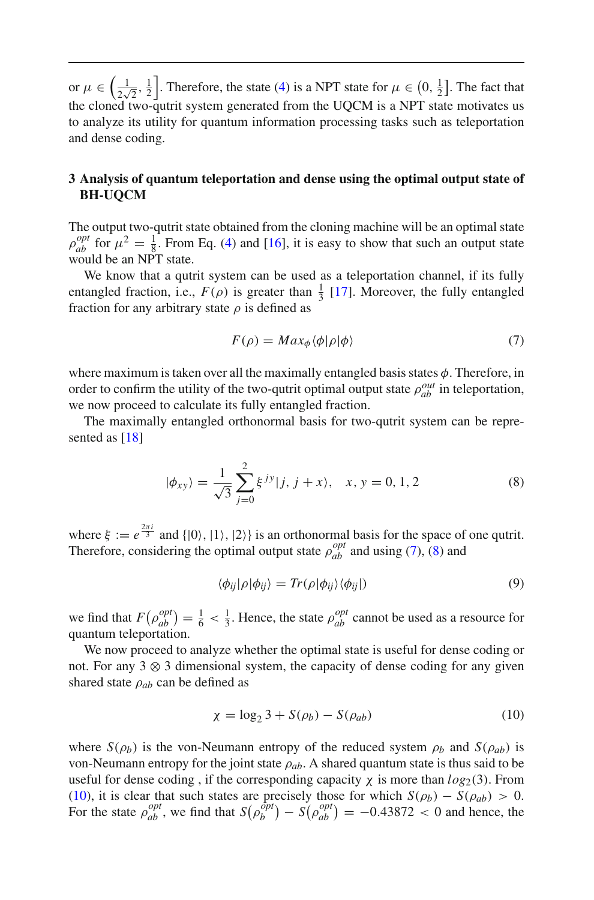or $\mu \in \left(\frac{1}{2\sqrt{2}}, \frac{1}{2}\right]$. Therefore, the state (4) is a NPT state for $\mu \in \left(0, \frac{1}{2}\right]$. The fact that the cloned two-qutrit system generated from the UQCM is a NPT state motivates us to analyze its utility for quantum information processing tasks such as teleportation and dense coding.

## 3 Analysis of quantum teleportation and dense using the optimal output state of BH-UQCM

The output two-qutrit state obtained from the cloning machine will be an optimal state $\rho_{ab}^{opt}$ for $\mu^2 = \frac{1}{8}$. From Eq. (4) and [16], it is easy to show that such an output state would be an NPT state.

We know that a qutrit system can be used as a teleportation channel, if its fully entangled fraction, i.e., $F(\rho)$ is greater than $\frac{1}{3}$ [17]. Moreover, the fully entangled fraction for any arbitrary state $\rho$ is defined as

$$F(\rho) = Max_{\phi}\langle\phi|\rho|\phi\rangle \tag{7}$$

where maximum is taken over all the maximally entangled basis states $\phi$. Therefore, in order to confirm the utility of the two-qutrit optimal output state $\rho_{ab}^{out}$ in teleportation, we now proceed to calculate its fully entangled fraction.

The maximally entangled orthonormal basis for two-qutrit system can be represented as [18]

$$|\phi_{xy}\rangle = \frac{1}{\sqrt{3}}\sum_{j=0}^{2}\xi^{jy}|j, j+x\rangle, \quad x, y = 0, 1, 2 \tag{8}$$

where $\xi := e^{\frac{2\pi i}{3}}$ and $\{|0\rangle, |1\rangle, |2\rangle\}$ is an orthonormal basis for the space of one qutrit. Therefore, considering the optimal output state $\rho_{ab}^{opt}$ and using (7), (8) and

$$\langle\phi_{ij}|\rho|\phi_{ij}\rangle = Tr(\rho|\phi_{ij}\rangle\langle\phi_{ij}|) \tag{9}$$

we find that $F\left(\rho_{ab}^{opt}\right) = \frac{1}{6} < \frac{1}{3}$. Hence, the state $\rho_{ab}^{opt}$ cannot be used as a resource for quantum teleportation.

We now proceed to analyze whether the optimal state is useful for dense coding or not. For any $3 \otimes 3$ dimensional system, the capacity of dense coding for any given shared state $\rho_{ab}$ can be defined as

$$\chi = \log_2 3 + S(\rho_b) - S(\rho_{ab}) \tag{10}$$

where $S(\rho_b)$ is the von-Neumann entropy of the reduced system $\rho_b$ and $S(\rho_{ab})$ is von-Neumann entropy for the joint state $\rho_{ab}$. A shared quantum state is thus said to be useful for dense coding , if the corresponding capacity $\chi$ is more than $log_2(3)$. From (10), it is clear that such states are precisely those for which $S(\rho_b) - S(\rho_{ab}) > 0$. For the state $\rho_{ab}^{opt}$, we find that $S\left(\rho_b^{opt}\right) - S\left(\rho_{ab}^{opt}\right) = -0.43872 < 0$ and hence, the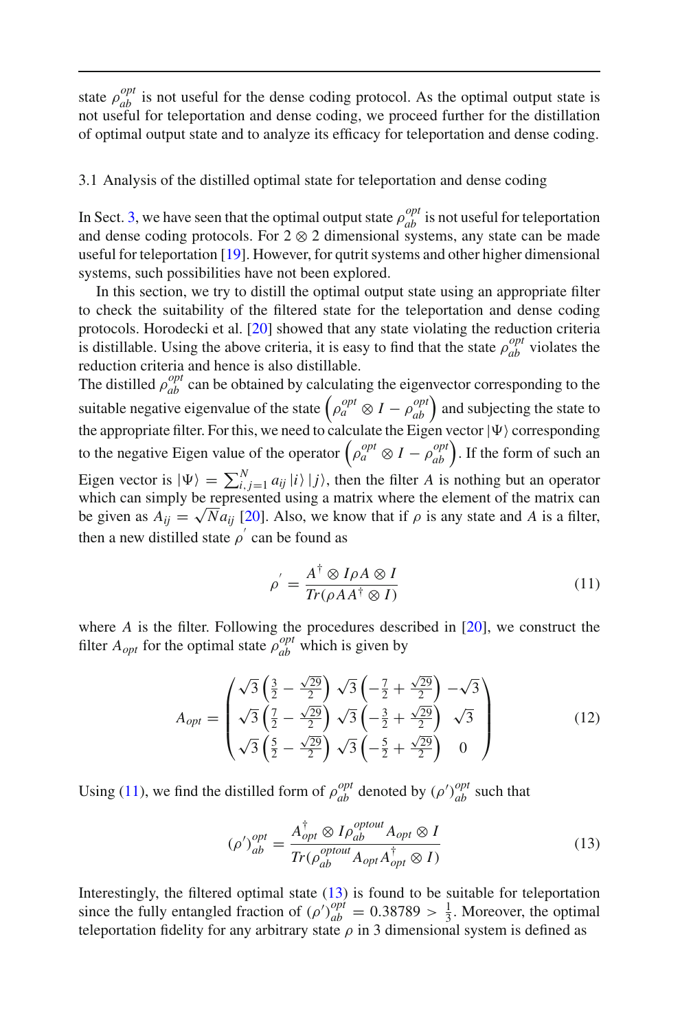state $\rho_{ab}^{opt}$ is not useful for the dense coding protocol. As the optimal output state is not useful for teleportation and dense coding, we proceed further for the distillation of optimal output state and to analyze its efficacy for teleportation and dense coding.

### 3.1 Analysis of the distilled optimal state for teleportation and dense coding

In Sect. 3, we have seen that the optimal output state $\rho_{ab}^{opt}$ is not useful for teleportation and dense coding protocols. For $2 \otimes 2$ dimensional systems, any state can be made useful for teleportation [19]. However, for qutrit systems and other higher dimensional systems, such possibilities have not been explored.

In this section, we try to distill the optimal output state using an appropriate filter to check the suitability of the filtered state for the teleportation and dense coding protocols. Horodecki et al. [20] showed that any state violating the reduction criteria is distillable. Using the above criteria, it is easy to find that the state $\rho_{ab}^{opt}$ violates the reduction criteria and hence is also distillable.
The distilled $\rho_{ab}^{opt}$ can be obtained by calculating the eigenvector corresponding to the suitable negative eigenvalue of the state $\left(\rho_a^{opt} \otimes I - \rho_{ab}^{opt}\right)$ and subjecting the state to the appropriate filter. For this, we need to calculate the Eigen vector $|\Psi\rangle$ corresponding to the negative Eigen value of the operator $\left(\rho_a^{opt} \otimes I - \rho_{ab}^{opt}\right)$. If the form of such an Eigen vector is $|\Psi\rangle = \sum_{i,j=1}^{N} a_{ij} |i\rangle |j\rangle$, then the filter $A$ is nothing but an operator which can simply be represented using a matrix where the element of the matrix can be given as $A_{ij} = \sqrt{N} a_{ij}$ [20]. Also, we know that if $\rho$ is any state and $A$ is a filter, then a new distilled state $\rho^{'}$ can be found as

$$\rho^{'} = \frac{A^{\dagger} \otimes I \rho A \otimes I}{Tr(\rho A A^{\dagger} \otimes I)} \tag{11}$$

where $A$ is the filter. Following the procedures described in [20], we construct the filter $A_{opt}$ for the optimal state $\rho_{ab}^{opt}$ which is given by

$$A_{opt} = \begin{pmatrix} \sqrt{3}\left(\frac{3}{2} - \frac{\sqrt{29}}{2}\right) & \sqrt{3}\left(-\frac{7}{2} + \frac{\sqrt{29}}{2}\right) & -\sqrt{3} \\ \sqrt{3}\left(\frac{7}{2} - \frac{\sqrt{29}}{2}\right) & \sqrt{3}\left(-\frac{3}{2} + \frac{\sqrt{29}}{2}\right) & \sqrt{3} \\ \sqrt{3}\left(\frac{5}{2} - \frac{\sqrt{29}}{2}\right) & \sqrt{3}\left(-\frac{5}{2} + \frac{\sqrt{29}}{2}\right) & 0 \end{pmatrix} \tag{12}$$

Using (11), we find the distilled form of $\rho_{ab}^{opt}$ denoted by $(\rho')_{ab}^{opt}$ such that

$$(\rho')_{ab}^{opt} = \frac{A_{opt}^{\dagger} \otimes I \rho_{ab}^{optout} A_{opt} \otimes I}{Tr(\rho_{ab}^{optout} A_{opt} A_{opt}^{\dagger} \otimes I)} \tag{13}$$

Interestingly, the filtered optimal state (13) is found to be suitable for teleportation since the fully entangled fraction of $(\rho')_{ab}^{opt} = 0.38789 > \frac{1}{3}$. Moreover, the optimal teleportation fidelity for any arbitrary state $\rho$ in 3 dimensional system is defined as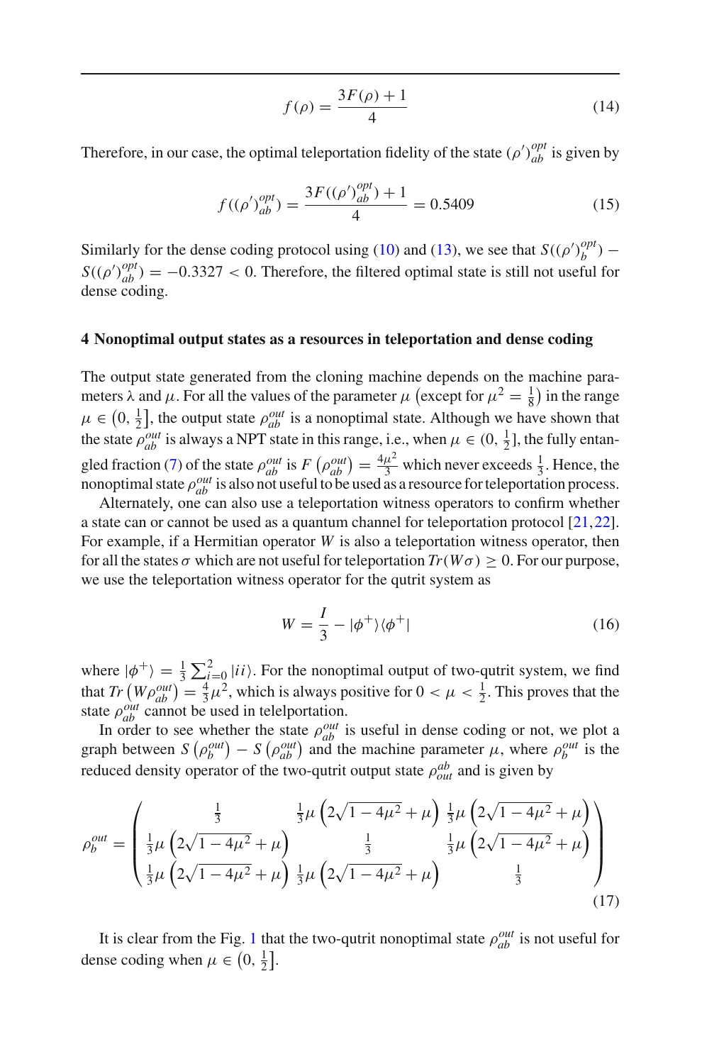$$f(\rho) = \frac{3F(\rho)+1}{4} \tag{14}$$

Therefore, in our case, the optimal teleportation fidelity of the state $(\rho')^{opt}_{ab}$ is given by

$$f((\rho')^{opt}_{ab}) = \frac{3F((\rho')^{opt}_{ab})+1}{4} = 0.5409 \tag{15}$$

Similarly for the dense coding protocol using (10) and (13), we see that $S((\rho')^{opt}_{b}) - S((\rho')^{opt}_{ab}) = -0.3327 < 0$. Therefore, the filtered optimal state is still not useful for dense coding.

## 4 Nonoptimal output states as a resources in teleportation and dense coding

The output state generated from the cloning machine depends on the machine parameters $\lambda$ and $\mu$. For all the values of the parameter $\mu$ $\left(\text{except for } \mu^2 = \frac{1}{8}\right)$ in the range $\mu \in \left(0, \frac{1}{2}\right]$, the output state $\rho^{out}_{ab}$ is a nonoptimal state. Although we have shown that the state $\rho^{out}_{ab}$ is always a NPT state in this range, i.e., when $\mu \in (0, \frac{1}{2}]$, the fully entangled fraction (7) of the state $\rho^{out}_{ab}$ is $F\left(\rho^{out}_{ab}\right) = \frac{4\mu^2}{3}$ which never exceeds $\frac{1}{3}$. Hence, the nonoptimal state $\rho^{out}_{ab}$ is also not useful to be used as a resource for teleportation process.

Alternately, one can also use a teleportation witness operators to confirm whether a state can or cannot be used as a quantum channel for teleportation protocol [21,22]. For example, if a Hermitian operator $W$ is also a teleportation witness operator, then for all the states $\sigma$ which are not useful for teleportation $Tr(W\sigma) \geq 0$. For our purpose, we use the teleportation witness operator for the qutrit system as

$$W = \frac{I}{3} - |\phi^+\rangle\langle\phi^+| \tag{16}$$

where $|\phi^+\rangle = \frac{1}{3}\sum_{i=0}^{2}|ii\rangle$. For the nonoptimal output of two-qutrit system, we find that $Tr\left(W\rho^{out}_{ab}\right) = \frac{4}{3}\mu^2$, which is always positive for $0 < \mu < \frac{1}{2}$. This proves that the state $\rho^{out}_{ab}$ cannot be used in telelportation.

In order to see whether the state $\rho^{out}_{ab}$ is useful in dense coding or not, we plot a graph between $S\left(\rho^{out}_{b}\right) - S\left(\rho^{out}_{ab}\right)$ and the machine parameter $\mu$, where $\rho^{out}_{b}$ is the reduced density operator of the two-qutrit output state $\rho^{ab}_{out}$ and is given by

$$\rho^{out}_{b} = \begin{pmatrix} \frac{1}{3} & \frac{1}{3}\mu\left(2\sqrt{1-4\mu^2}+\mu\right) & \frac{1}{3}\mu\left(2\sqrt{1-4\mu^2}+\mu\right) \\ \frac{1}{3}\mu\left(2\sqrt{1-4\mu^2}+\mu\right) & \frac{1}{3} & \frac{1}{3}\mu\left(2\sqrt{1-4\mu^2}+\mu\right) \\ \frac{1}{3}\mu\left(2\sqrt{1-4\mu^2}+\mu\right) & \frac{1}{3}\mu\left(2\sqrt{1-4\mu^2}+\mu\right) & \frac{1}{3} \end{pmatrix} \tag{17}$$

It is clear from the Fig. 1 that the two-qutrit nonoptimal state $\rho^{out}_{ab}$ is not useful for dense coding when $\mu \in \left(0, \frac{1}{2}\right]$.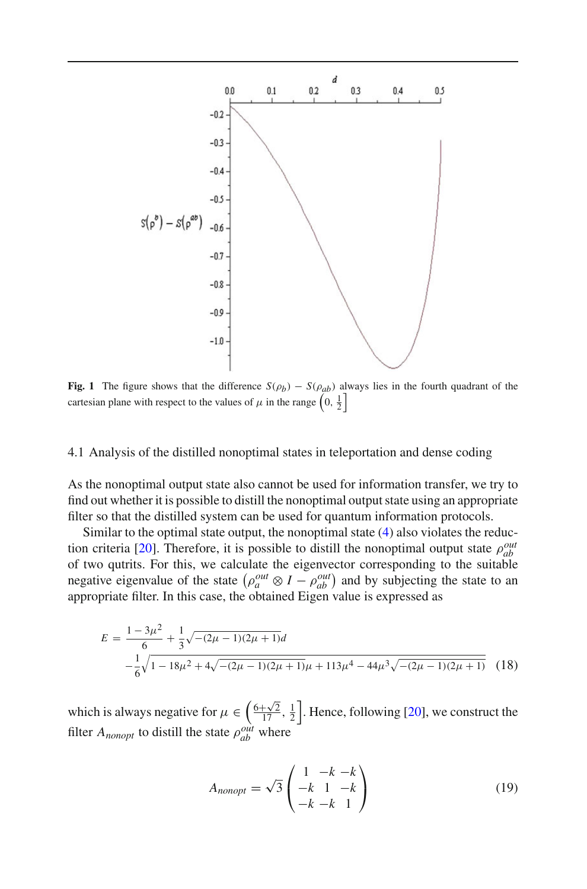**Fig. 1** The figure shows that the difference $S(\rho_b) - S(\rho_{ab})$ always lies in the fourth quadrant of the cartesian plane with respect to the values of $\mu$ in the range $\left(0, \frac{1}{2}\right]$

### 4.1 Analysis of the distilled nonoptimal states in teleportation and dense coding

As the nonoptimal output state also cannot be used for information transfer, we try to find out whether it is possible to distill the nonoptimal output state using an appropriate filter so that the distilled system can be used for quantum information protocols.

Similar to the optimal state output, the nonoptimal state (4) also violates the reduction criteria [20]. Therefore, it is possible to distill the nonoptimal output state $\rho_{ab}^{out}$ of two qutrits. For this, we calculate the eigenvector corresponding to the suitable negative eigenvalue of the state $\left(\rho_a^{out} \otimes I - \rho_{ab}^{out}\right)$ and by subjecting the state to an appropriate filter. In this case, the obtained Eigen value is expressed as

$$E = \frac{1-3\mu^2}{6} + \frac{1}{3}\sqrt{-(2\mu-1)(2\mu+1)}d \\ -\frac{1}{6}\sqrt{1-18\mu^2+4\sqrt{-(2\mu-1)(2\mu+1)}\mu+113\mu^4-44\mu^3\sqrt{-(2\mu-1)(2\mu+1)}} \quad (18)$$

which is always negative for $\mu \in \left(\frac{6+\sqrt{2}}{17}, \frac{1}{2}\right]$. Hence, following [20], we construct the filter $A_{nonopt}$ to distill the state $\rho_{ab}^{out}$ where

$$A_{nonopt} = \sqrt{3}\begin{pmatrix} 1 & -k & -k \\ -k & 1 & -k \\ -k & -k & 1 \end{pmatrix} \quad (19)$$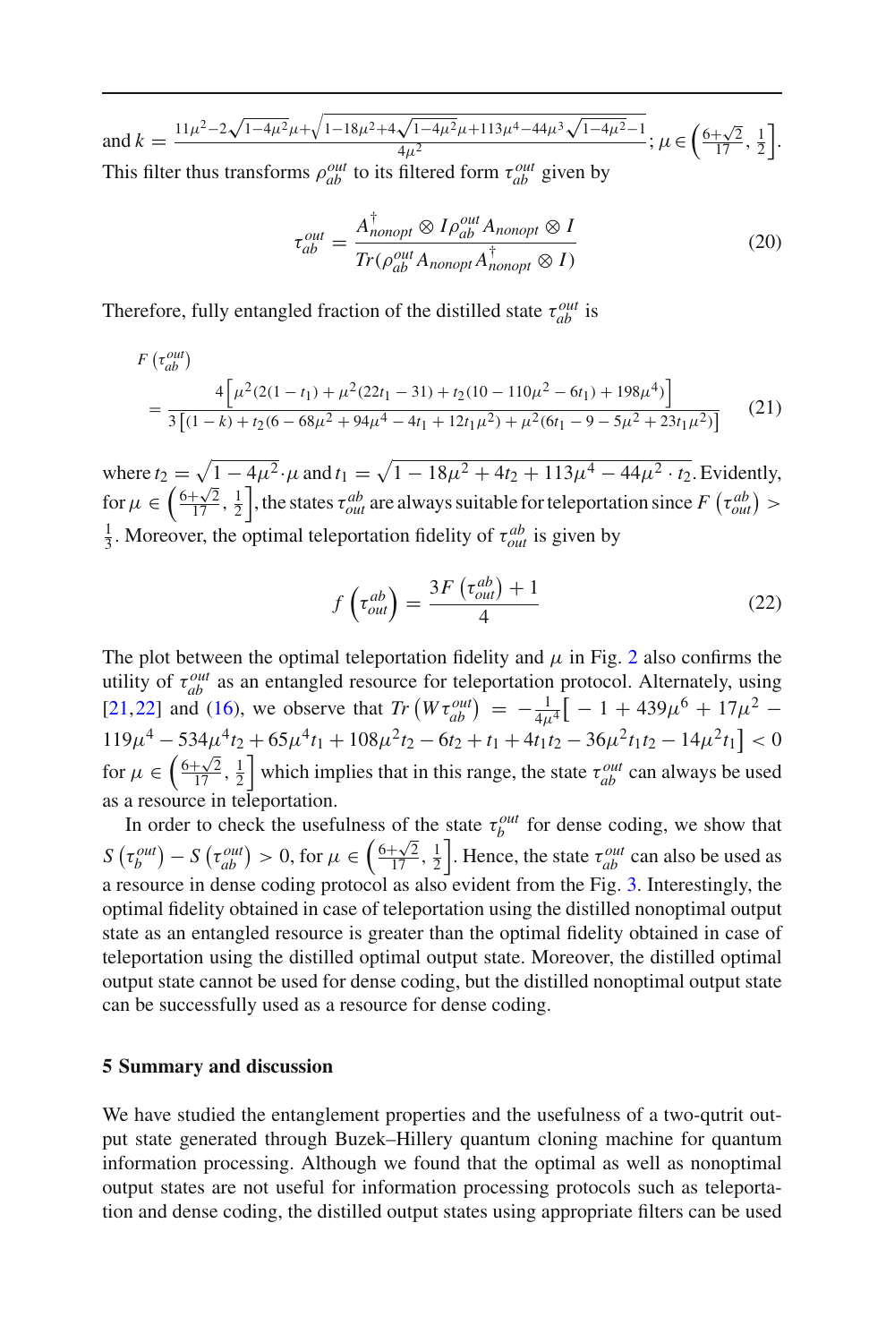and $k = \frac{11\mu^2 - 2\sqrt{1-4\mu^2}\mu + \sqrt{1-18\mu^2+4\sqrt{1-4\mu^2}\mu+113\mu^4-44\mu^3\sqrt{1-4\mu^2}-1}}{4\mu^2}$; $\mu \in \left(\frac{6+\sqrt{2}}{17}, \frac{1}{2}\right]$. This filter thus transforms $\rho_{ab}^{out}$ to its filtered form $\tau_{ab}^{out}$ given by

$$\tau_{ab}^{out} = \frac{A_{nonopt}^{\dagger} \otimes I \rho_{ab}^{out} A_{nonopt} \otimes I}{Tr(\rho_{ab}^{out} A_{nonopt} A_{nonopt}^{\dagger} \otimes I)} \tag{20}$$

Therefore, fully entangled fraction of the distilled state $\tau_{ab}^{out}$ is

$$F\left(\tau_{ab}^{out}\right) = \frac{4\left[\mu^2(2(1-t_1)+\mu^2(22t_1-31)+t_2(10-110\mu^2-6t_1)+198\mu^4)\right]}{3\left[(1-k)+t_2(6-68\mu^2+94\mu^4-4t_1+12t_1\mu^2)+\mu^2(6t_1-9-5\mu^2+23t_1\mu^2)\right]} \tag{21}$$

where $t_2 = \sqrt{1-4\mu^2}\cdot\mu$ and $t_1 = \sqrt{1-18\mu^2+4t_2+113\mu^4-44\mu^2\cdot t_2}$. Evidently, for $\mu \in \left(\frac{6+\sqrt{2}}{17}, \frac{1}{2}\right]$, the states $\tau_{out}^{ab}$ are always suitable for teleportation since $F\left(\tau_{out}^{ab}\right) > \frac{1}{3}$. Moreover, the optimal teleportation fidelity of $\tau_{out}^{ab}$ is given by

$$f\left(\tau_{out}^{ab}\right) = \frac{3F\left(\tau_{out}^{ab}\right)+1}{4} \tag{22}$$

The plot between the optimal teleportation fidelity and $\mu$ in Fig. 2 also confirms the utility of $\tau_{ab}^{out}$ as an entangled resource for teleportation protocol. Alternately, using [21,22] and (16), we observe that $Tr\left(W\tau_{ab}^{out}\right) = -\frac{1}{4\mu^4}\big[-1+439\mu^6+17\mu^2-119\mu^4-534\mu^4t_2+65\mu^4t_1+108\mu^2t_2-6t_2+t_1+4t_1t_2-36\mu^2t_1t_2-14\mu^2t_1\big] < 0$ for $\mu \in \left(\frac{6+\sqrt{2}}{17}, \frac{1}{2}\right]$ which implies that in this range, the state $\tau_{ab}^{out}$ can always be used as a resource in teleportation.

In order to check the usefulness of the state $\tau_{b}^{out}$ for dense coding, we show that $S\left(\tau_{b}^{out}\right) - S\left(\tau_{ab}^{out}\right) > 0$, for $\mu \in \left(\frac{6+\sqrt{2}}{17}, \frac{1}{2}\right]$. Hence, the state $\tau_{ab}^{out}$ can also be used as a resource in dense coding protocol as also evident from the Fig. 3. Interestingly, the optimal fidelity obtained in case of teleportation using the distilled nonoptimal output state as an entangled resource is greater than the optimal fidelity obtained in case of teleportation using the distilled optimal output state. Moreover, the distilled optimal output state cannot be used for dense coding, but the distilled nonoptimal output state can be successfully used as a resource for dense coding.

## 5 Summary and discussion

We have studied the entanglement properties and the usefulness of a two-qutrit output state generated through Buzek–Hillery quantum cloning machine for quantum information processing. Although we found that the optimal as well as nonoptimal output states are not useful for information processing protocols such as teleportation and dense coding, the distilled output states using appropriate filters can be used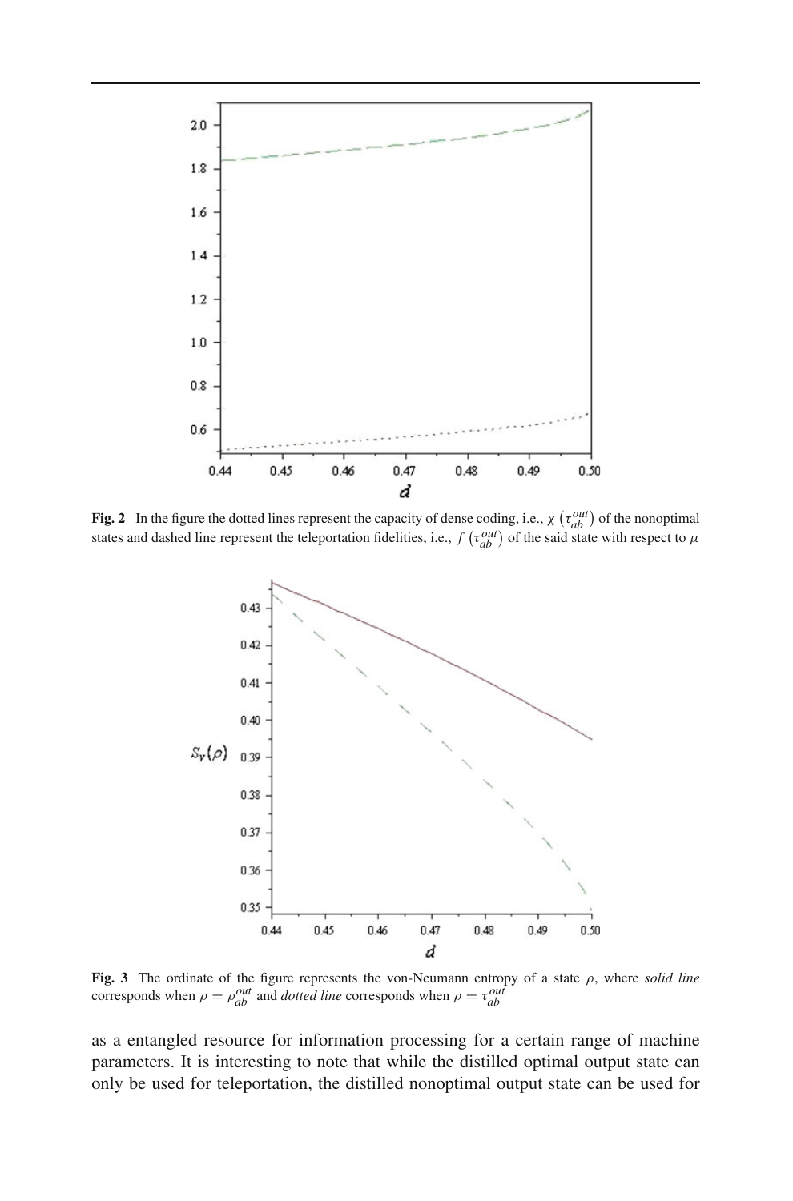**Fig. 2** In the figure the dotted lines represent the capacity of dense coding, i.e., $\chi\left(\tau_{ab}^{out}\right)$ of the nonoptimal states and dashed line represent the teleportation fidelities, i.e., $f\left(\tau_{ab}^{out}\right)$ of the said state with respect to $\mu$

**Fig. 3** The ordinate of the figure represents the von-Neumann entropy of a state $\rho$, where *solid line* corresponds when $\rho = \rho_{ab}^{out}$ and *dotted line* corresponds when $\rho = \tau_{ab}^{out}$

as a entangled resource for information processing for a certain range of machine parameters. It is interesting to note that while the distilled optimal output state can only be used for teleportation, the distilled nonoptimal output state can be used for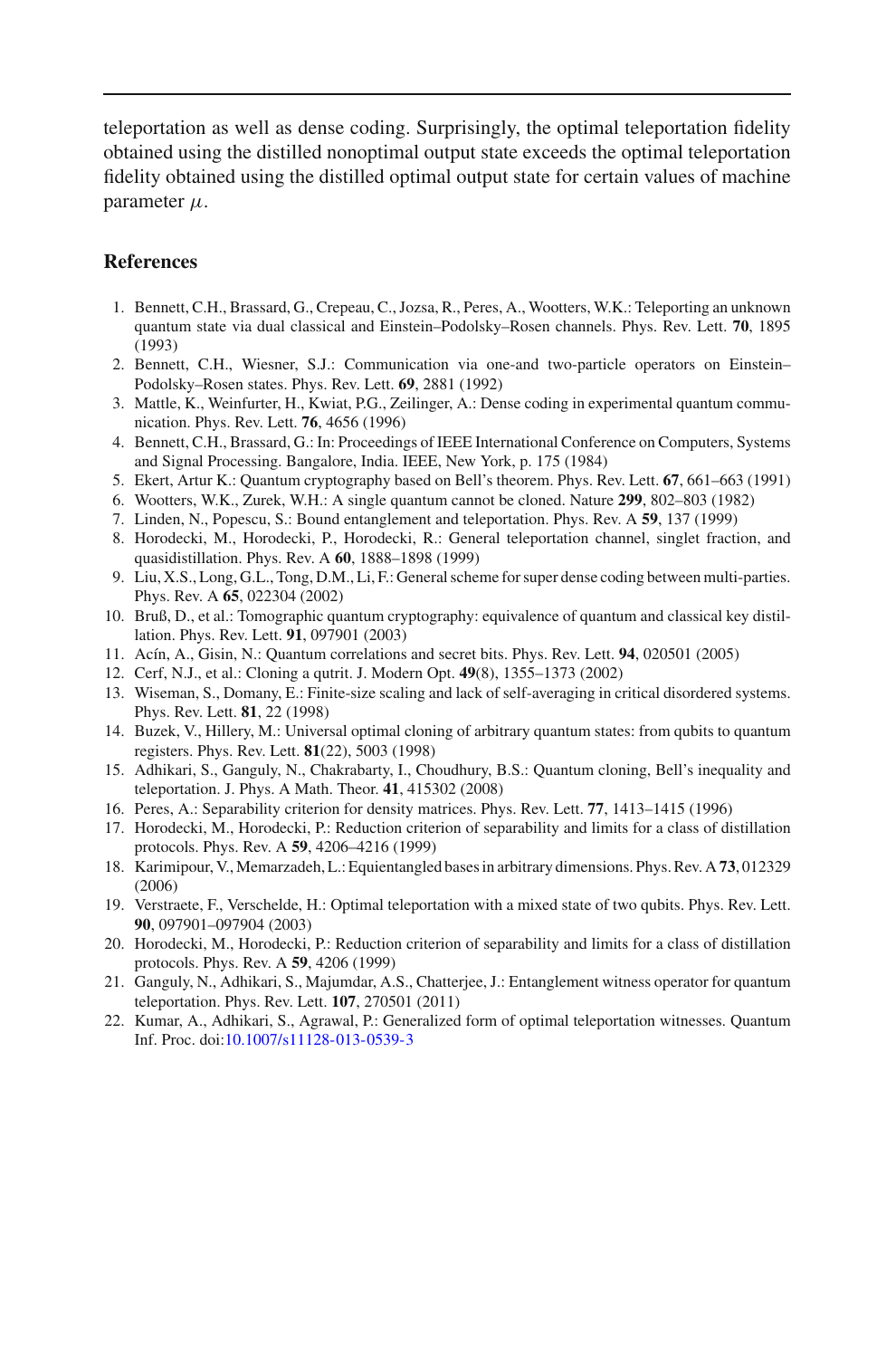teleportation as well as dense coding. Surprisingly, the optimal teleportation fidelity obtained using the distilled nonoptimal output state exceeds the optimal teleportation fidelity obtained using the distilled optimal output state for certain values of machine parameter $\mu$.

## References

1. Bennett, C.H., Brassard, G., Crepeau, C., Jozsa, R., Peres, A., Wootters, W.K.: Teleporting an unknown quantum state via dual classical and Einstein–Podolsky–Rosen channels. Phys. Rev. Lett. **70**, 1895 (1993)
2. Bennett, C.H., Wiesner, S.J.: Communication via one-and two-particle operators on Einstein–Podolsky–Rosen states. Phys. Rev. Lett. **69**, 2881 (1992)
3. Mattle, K., Weinfurter, H., Kwiat, P.G., Zeilinger, A.: Dense coding in experimental quantum communication. Phys. Rev. Lett. **76**, 4656 (1996)
4. Bennett, C.H., Brassard, G.: In: Proceedings of IEEE International Conference on Computers, Systems and Signal Processing. Bangalore, India. IEEE, New York, p. 175 (1984)
5. Ekert, Artur K.: Quantum cryptography based on Bell's theorem. Phys. Rev. Lett. **67**, 661–663 (1991)
6. Wootters, W.K., Zurek, W.H.: A single quantum cannot be cloned. Nature **299**, 802–803 (1982)
7. Linden, N., Popescu, S.: Bound entanglement and teleportation. Phys. Rev. A **59**, 137 (1999)
8. Horodecki, M., Horodecki, P., Horodecki, R.: General teleportation channel, singlet fraction, and quasidistillation. Phys. Rev. A **60**, 1888–1898 (1999)
9. Liu, X.S., Long, G.L., Tong, D.M., Li, F.: General scheme for super dense coding between multi-parties. Phys. Rev. A **65**, 022304 (2002)
10. Bruß, D., et al.: Tomographic quantum cryptography: equivalence of quantum and classical key distillation. Phys. Rev. Lett. **91**, 097901 (2003)
11. Acín, A., Gisin, N.: Quantum correlations and secret bits. Phys. Rev. Lett. **94**, 020501 (2005)
12. Cerf, N.J., et al.: Cloning a qutrit. J. Modern Opt. **49**(8), 1355–1373 (2002)
13. Wiseman, S., Domany, E.: Finite-size scaling and lack of self-averaging in critical disordered systems. Phys. Rev. Lett. **81**, 22 (1998)
14. Buzek, V., Hillery, M.: Universal optimal cloning of arbitrary quantum states: from qubits to quantum registers. Phys. Rev. Lett. **81**(22), 5003 (1998)
15. Adhikari, S., Ganguly, N., Chakrabarty, I., Choudhury, B.S.: Quantum cloning, Bell's inequality and teleportation. J. Phys. A Math. Theor. **41**, 415302 (2008)
16. Peres, A.: Separability criterion for density matrices. Phys. Rev. Lett. **77**, 1413–1415 (1996)
17. Horodecki, M., Horodecki, P.: Reduction criterion of separability and limits for a class of distillation protocols. Phys. Rev. A **59**, 4206–4216 (1999)
18. Karimipour, V., Memarzadeh, L.: Equientangled bases in arbitrary dimensions. Phys. Rev. A **73**, 012329 (2006)
19. Verstraete, F., Verschelde, H.: Optimal teleportation with a mixed state of two qubits. Phys. Rev. Lett. **90**, 097901–097904 (2003)
20. Horodecki, M., Horodecki, P.: Reduction criterion of separability and limits for a class of distillation protocols. Phys. Rev. A **59**, 4206 (1999)
21. Ganguly, N., Adhikari, S., Majumdar, A.S., Chatterjee, J.: Entanglement witness operator for quantum teleportation. Phys. Rev. Lett. **107**, 270501 (2011)
22. Kumar, A., Adhikari, S., Agrawal, P.: Generalized form of optimal teleportation witnesses. Quantum Inf. Proc. doi:10.1007/s11128-013-0539-3